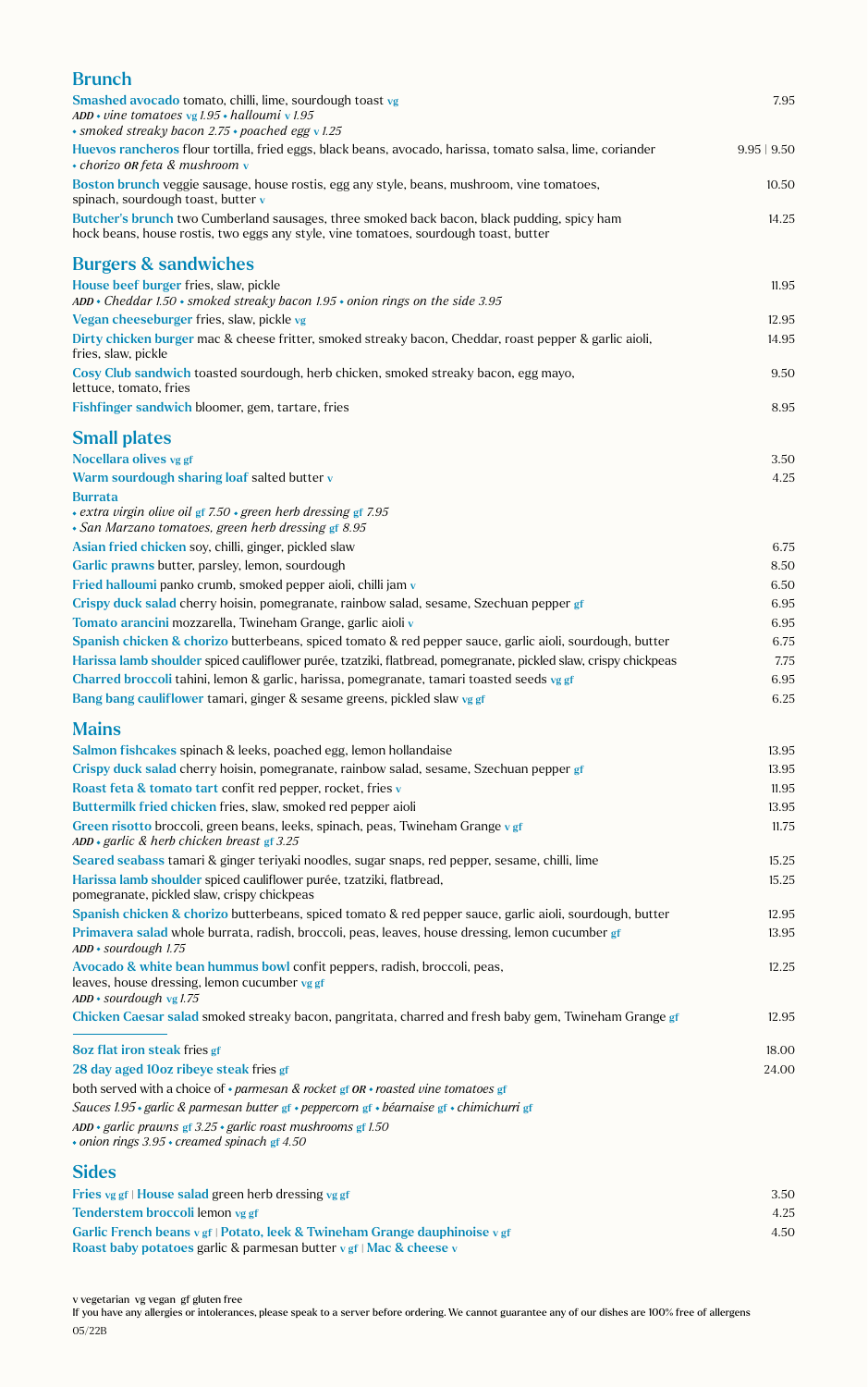## Brunch

**Smashed avocado** tomato, chilli, lime, sourdough toast vg — 7.95
*ADD • vine tomatoes vg 1.95 • halloumi v 1.95*
*• smoked streaky bacon 2.75 • poached egg v 1.25*

**Huevos rancheros** flour tortilla, fried eggs, black beans, avocado, harissa, tomato salsa, lime, coriander — 9.95 | 9.50
*• chorizo OR feta & mushroom v*

**Boston brunch** veggie sausage, house rostis, egg any style, beans, mushroom, vine tomatoes, spinach, sourdough toast, butter v — 10.50

**Butcher's brunch** two Cumberland sausages, three smoked back bacon, black pudding, spicy ham hock beans, house rostis, two eggs any style, vine tomatoes, sourdough toast, butter — 14.25

## Burgers & sandwiches

**House beef burger** fries, slaw, pickle — 11.95
*ADD • Cheddar 1.50 • smoked streaky bacon 1.95 • onion rings on the side 3.95*

**Vegan cheeseburger** fries, slaw, pickle vg — 12.95

**Dirty chicken burger** mac & cheese fritter, smoked streaky bacon, Cheddar, roast pepper & garlic aioli, fries, slaw, pickle — 14.95

**Cosy Club sandwich** toasted sourdough, herb chicken, smoked streaky bacon, egg mayo, lettuce, tomato, fries — 9.50

**Fishfinger sandwich** bloomer, gem, tartare, fries — 8.95

## Small plates

**Nocellara olives** vg gf — 3.50

**Warm sourdough sharing loaf** salted butter v — 4.25

**Burrata**
*• extra virgin olive oil gf 7.50 • green herb dressing gf 7.95*
*• San Marzano tomatoes, green herb dressing gf 8.95*

**Asian fried chicken** soy, chilli, ginger, pickled slaw — 6.75

**Garlic prawns** butter, parsley, lemon, sourdough — 8.50

**Fried halloumi** panko crumb, smoked pepper aioli, chilli jam v — 6.50

**Crispy duck salad** cherry hoisin, pomegranate, rainbow salad, sesame, Szechuan pepper gf — 6.95

**Tomato arancini** mozzarella, Twineham Grange, garlic aioli v — 6.95

**Spanish chicken & chorizo** butterbeans, spiced tomato & red pepper sauce, garlic aioli, sourdough, butter — 6.75

**Harissa lamb shoulder** spiced cauliflower purée, tzatziki, flatbread, pomegranate, pickled slaw, crispy chickpeas — 7.75

**Charred broccoli** tahini, lemon & garlic, harissa, pomegranate, tamari toasted seeds vg gf — 6.95

**Bang bang cauliflower** tamari, ginger & sesame greens, pickled slaw vg gf — 6.25

## Mains

**Salmon fishcakes** spinach & leeks, poached egg, lemon hollandaise — 13.95

**Crispy duck salad** cherry hoisin, pomegranate, rainbow salad, sesame, Szechuan pepper gf — 13.95

**Roast feta & tomato tart** confit red pepper, rocket, fries v — 11.95

**Buttermilk fried chicken** fries, slaw, smoked red pepper aioli — 13.95

**Green risotto** broccoli, green beans, leeks, spinach, peas, Twineham Grange v gf — 11.75
*ADD • garlic & herb chicken breast gf 3.25*

**Seared seabass** tamari & ginger teriyaki noodles, sugar snaps, red pepper, sesame, chilli, lime — 15.25

**Harissa lamb shoulder** spiced cauliflower purée, tzatziki, flatbread, pomegranate, pickled slaw, crispy chickpeas — 15.25

**Spanish chicken & chorizo** butterbeans, spiced tomato & red pepper sauce, garlic aioli, sourdough, butter — 12.95

**Primavera salad** whole burrata, radish, broccoli, peas, leaves, house dressing, lemon cucumber gf — 13.95
*ADD • sourdough 1.75*

**Avocado & white bean hummus bowl** confit peppers, radish, broccoli, peas, leaves, house dressing, lemon cucumber vg gf — 12.25
*ADD • sourdough vg 1.75*

**Chicken Caesar salad** smoked streaky bacon, pangritata, charred and fresh baby gem, Twineham Grange gf — 12.95

---

**8oz flat iron steak** fries gf — 18.00

**28 day aged 10oz ribeye steak** fries gf — 24.00

both served with a choice of *• parmesan & rocket gf OR • roasted vine tomatoes gf*

*Sauces 1.95 • garlic & parmesan butter gf • peppercorn gf • béarnaise gf • chimichurri gf*

*ADD • garlic prawns gf 3.25 • garlic roast mushrooms gf 1.50*
*• onion rings 3.95 • creamed spinach gf 4.50*

## Sides

**Fries** vg gf | **House salad** green herb dressing vg gf — 3.50

**Tenderstem broccoli** lemon vg gf — 4.25

**Garlic French beans** v gf | **Potato, leek & Twineham Grange dauphinoise** v gf — 4.50
**Roast baby potatoes** garlic & parmesan butter v gf | **Mac & cheese** v

v vegetarian vg vegan gf gluten free
If you have any allergies or intolerances, please speak to a server before ordering. We cannot guarantee any of our dishes are 100% free of allergens
05/22B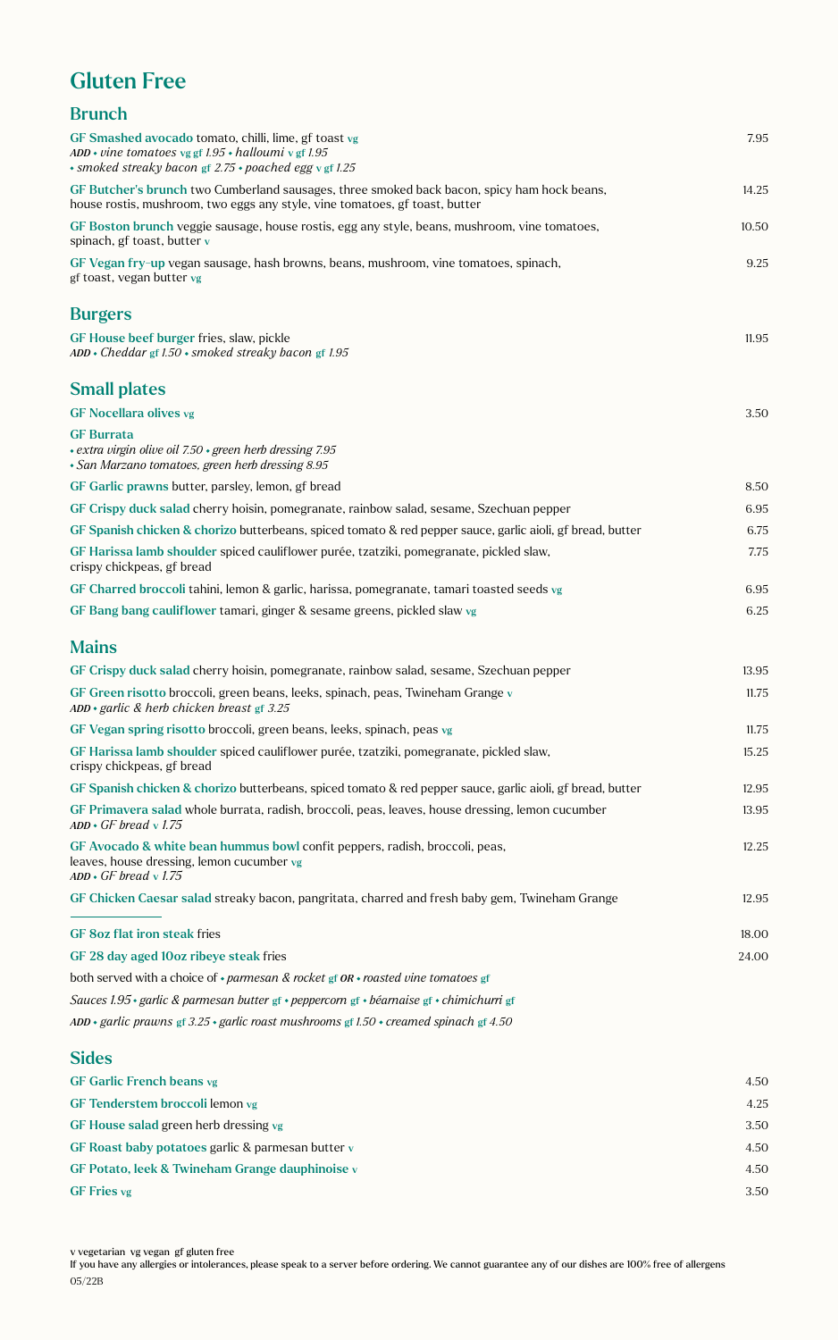# Gluten Free

## Brunch

**GF Smashed avocado** tomato, chilli, lime, gf toast vg — 7.95
*ADD • vine tomatoes vg gf 1.95 • halloumi v gf 1.95*
*• smoked streaky bacon gf 2.75 • poached egg v gf 1.25*

**GF Butcher's brunch** two Cumberland sausages, three smoked back bacon, spicy ham hock beans, house rostis, mushroom, two eggs any style, vine tomatoes, gf toast, butter — 14.25

**GF Boston brunch** veggie sausage, house rostis, egg any style, beans, mushroom, vine tomatoes, spinach, gf toast, butter v — 10.50

**GF Vegan fry-up** vegan sausage, hash browns, beans, mushroom, vine tomatoes, spinach, gf toast, vegan butter vg — 9.25

## Burgers

**GF House beef burger** fries, slaw, pickle — 11.95
*ADD • Cheddar gf 1.50 • smoked streaky bacon gf 1.95*

## Small plates

**GF Nocellara olives** vg — 3.50

**GF Burrata**
*• extra virgin olive oil 7.50 • green herb dressing 7.95*
*• San Marzano tomatoes, green herb dressing 8.95*

**GF Garlic prawns** butter, parsley, lemon, gf bread — 8.50

**GF Crispy duck salad** cherry hoisin, pomegranate, rainbow salad, sesame, Szechuan pepper — 6.95

**GF Spanish chicken & chorizo** butterbeans, spiced tomato & red pepper sauce, garlic aioli, gf bread, butter — 6.75

**GF Harissa lamb shoulder** spiced cauliflower purée, tzatziki, pomegranate, pickled slaw, crispy chickpeas, gf bread — 7.75

**GF Charred broccoli** tahini, lemon & garlic, harissa, pomegranate, tamari toasted seeds vg — 6.95

**GF Bang bang cauliflower** tamari, ginger & sesame greens, pickled slaw vg — 6.25

## Mains

**GF Crispy duck salad** cherry hoisin, pomegranate, rainbow salad, sesame, Szechuan pepper — 13.95

**GF Green risotto** broccoli, green beans, leeks, spinach, peas, Twineham Grange v — 11.75
*ADD • garlic & herb chicken breast gf 3.25*

**GF Vegan spring risotto** broccoli, green beans, leeks, spinach, peas vg — 11.75

**GF Harissa lamb shoulder** spiced cauliflower purée, tzatziki, pomegranate, pickled slaw, crispy chickpeas, gf bread — 15.25

**GF Spanish chicken & chorizo** butterbeans, spiced tomato & red pepper sauce, garlic aioli, gf bread, butter — 12.95

**GF Primavera salad** whole burrata, radish, broccoli, peas, leaves, house dressing, lemon cucumber — 13.95
*ADD • GF bread v 1.75*

**GF Avocado & white bean hummus bowl** confit peppers, radish, broccoli, peas, leaves, house dressing, lemon cucumber vg — 12.25
*ADD • GF bread v 1.75*

**GF Chicken Caesar salad** streaky bacon, pangritata, charred and fresh baby gem, Twineham Grange — 12.95

---

**GF 8oz flat iron steak** fries — 18.00

**GF 28 day aged 10oz ribeye steak** fries — 24.00

both served with a choice of *• parmesan & rocket gf OR • roasted vine tomatoes gf*

*Sauces 1.95 • garlic & parmesan butter gf • peppercorn gf • béarnaise gf • chimichurri gf*

*ADD • garlic prawns gf 3.25 • garlic roast mushrooms gf 1.50 • creamed spinach gf 4.50*

## Sides

**GF Garlic French beans** vg — 4.50

**GF Tenderstem broccoli** lemon vg — 4.25

**GF House salad** green herb dressing vg — 3.50

**GF Roast baby potatoes** garlic & parmesan butter v — 4.50

**GF Potato, leek & Twineham Grange dauphinoise** v — 4.50

**GF Fries** vg — 3.50

v vegetarian vg vegan gf gluten free
If you have any allergies or intolerances, please speak to a server before ordering. We cannot guarantee any of our dishes are 100% free of allergens
05/22B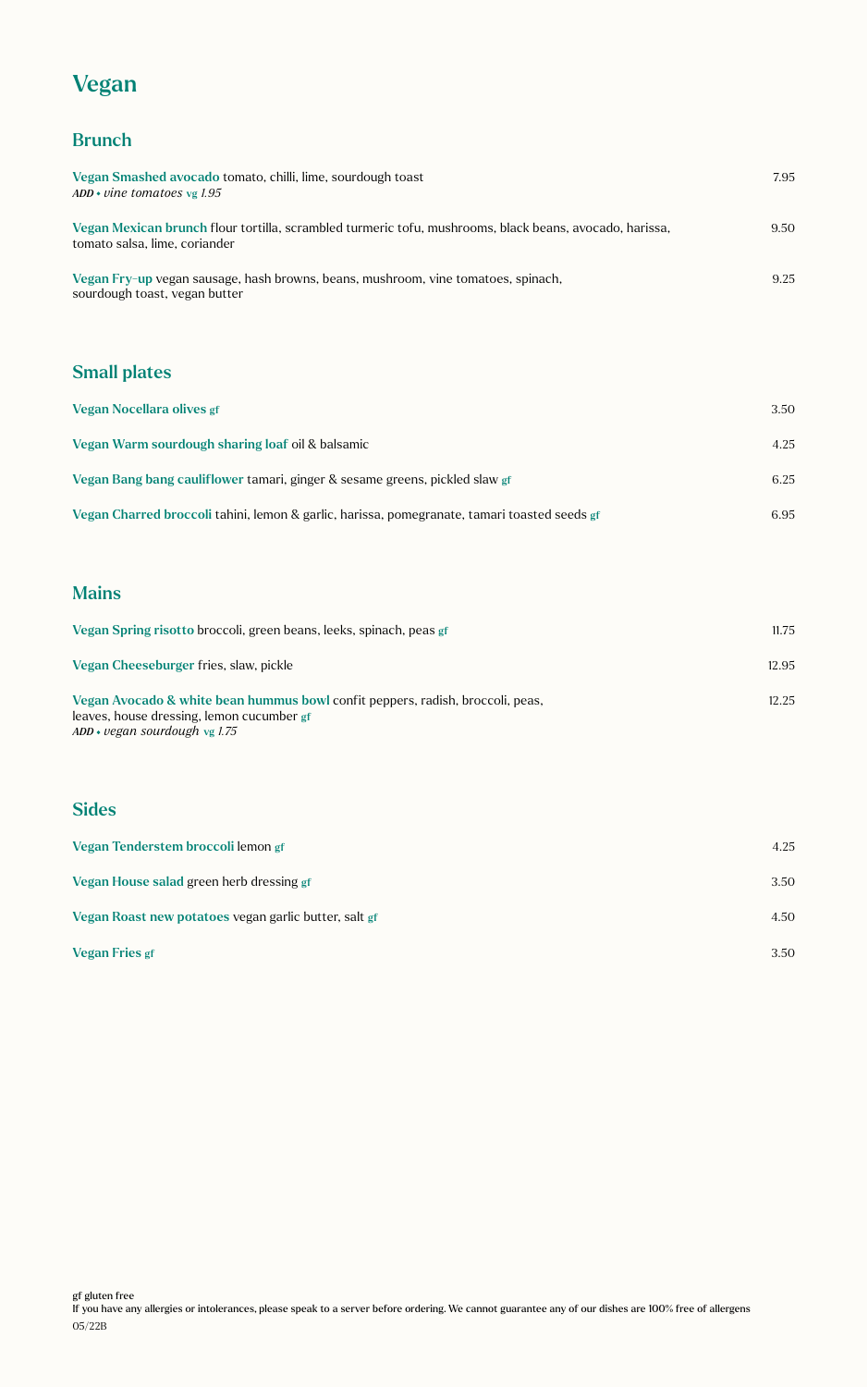# Vegan

## Brunch

**Vegan Smashed avocado** tomato, chilli, lime, sourdough toast — 7.95
*ADD • vine tomatoes* vg *1.95*

**Vegan Mexican brunch** flour tortilla, scrambled turmeric tofu, mushrooms, black beans, avocado, harissa, tomato salsa, lime, coriander — 9.50

**Vegan Fry-up** vegan sausage, hash browns, beans, mushroom, vine tomatoes, spinach, sourdough toast, vegan butter — 9.25

## Small plates

**Vegan Nocellara olives** gf — 3.50

**Vegan Warm sourdough sharing loaf** oil & balsamic — 4.25

**Vegan Bang bang cauliflower** tamari, ginger & sesame greens, pickled slaw gf — 6.25

**Vegan Charred broccoli** tahini, lemon & garlic, harissa, pomegranate, tamari toasted seeds gf — 6.95

## Mains

**Vegan Spring risotto** broccoli, green beans, leeks, spinach, peas gf — 11.75

**Vegan Cheeseburger** fries, slaw, pickle — 12.95

**Vegan Avocado & white bean hummus bowl** confit peppers, radish, broccoli, peas, leaves, house dressing, lemon cucumber gf — 12.25
*ADD • vegan sourdough* vg *1.75*

## Sides

**Vegan Tenderstem broccoli** lemon gf — 4.25

**Vegan House salad** green herb dressing gf — 3.50

**Vegan Roast new potatoes** vegan garlic butter, salt gf — 4.50

**Vegan Fries** gf — 3.50

gf gluten free
If you have any allergies or intolerances, please speak to a server before ordering. We cannot guarantee any of our dishes are 100% free of allergens
05/22B